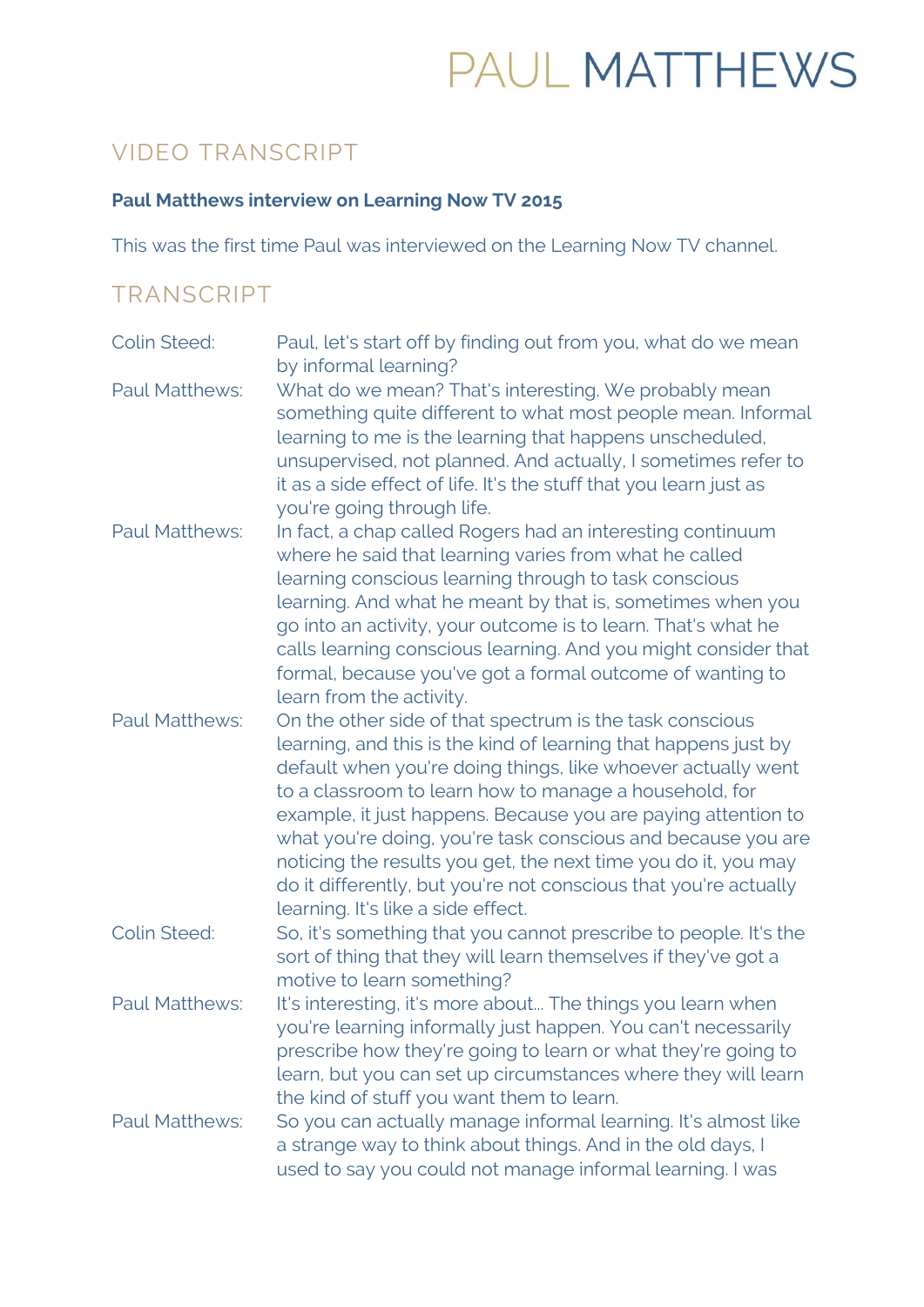# PAUL MATTHEWS

## VIDEO TRANSCRIPT

**Paul Matthews interview on Learning Now TV 2015**

This was the first time Paul was interviewed on the Learning Now TV channel.

## TRANSCRIPT

Colin Steed: Paul, let's start off by finding out from you, what do we mean by informal learning?

Paul Matthews: What do we mean? That's interesting. We probably mean something quite different to what most people mean. Informal learning to me is the learning that happens unscheduled, unsupervised, not planned. And actually, I sometimes refer to it as a side effect of life. It's the stuff that you learn just as you're going through life.

Paul Matthews: In fact, a chap called Rogers had an interesting continuum where he said that learning varies from what he called learning conscious learning through to task conscious learning. And what he meant by that is, sometimes when you go into an activity, your outcome is to learn. That's what he calls learning conscious learning. And you might consider that formal, because you've got a formal outcome of wanting to learn from the activity.

Paul Matthews: On the other side of that spectrum is the task conscious learning, and this is the kind of learning that happens just by default when you're doing things, like whoever actually went to a classroom to learn how to manage a household, for example, it just happens. Because you are paying attention to what you're doing, you're task conscious and because you are noticing the results you get, the next time you do it, you may do it differently, but you're not conscious that you're actually learning. It's like a side effect.

Colin Steed: So, it's something that you cannot prescribe to people. It's the sort of thing that they will learn themselves if they've got a motive to learn something?

Paul Matthews: It's interesting, it's more about... The things you learn when you're learning informally just happen. You can't necessarily prescribe how they're going to learn or what they're going to learn, but you can set up circumstances where they will learn the kind of stuff you want them to learn.

Paul Matthews: So you can actually manage informal learning. It's almost like a strange way to think about things. And in the old days, I used to say you could not manage informal learning. I was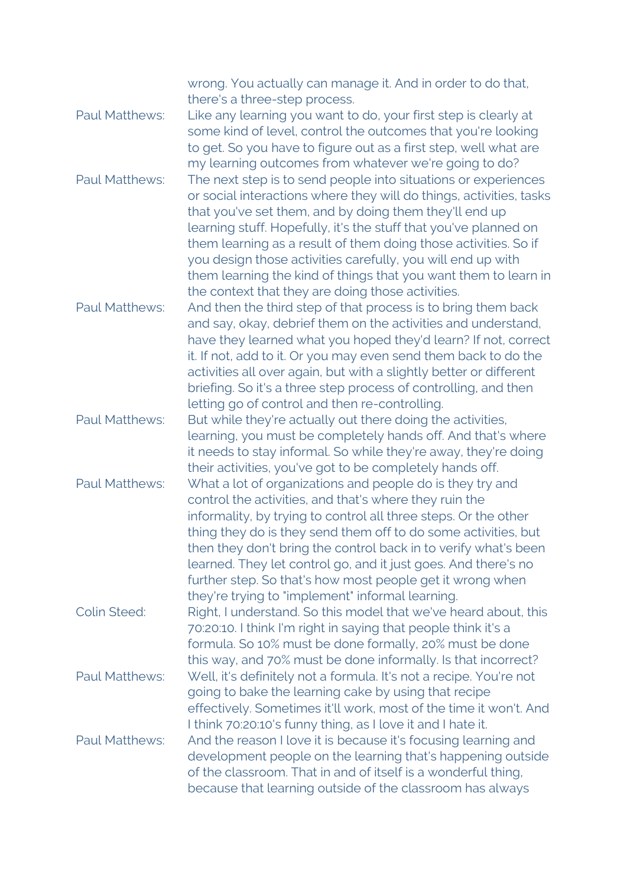wrong. You actually can manage it. And in order to do that, there's a three-step process.

Paul Matthews: Like any learning you want to do, your first step is clearly at some kind of level, control the outcomes that you're looking to get. So you have to figure out as a first step, well what are my learning outcomes from whatever we're going to do?

Paul Matthews: The next step is to send people into situations or experiences or social interactions where they will do things, activities, tasks that you've set them, and by doing them they'll end up learning stuff. Hopefully, it's the stuff that you've planned on them learning as a result of them doing those activities. So if you design those activities carefully, you will end up with them learning the kind of things that you want them to learn in the context that they are doing those activities.

Paul Matthews: And then the third step of that process is to bring them back and say, okay, debrief them on the activities and understand, have they learned what you hoped they'd learn? If not, correct it. If not, add to it. Or you may even send them back to do the activities all over again, but with a slightly better or different briefing. So it's a three step process of controlling, and then letting go of control and then re-controlling.

Paul Matthews: But while they're actually out there doing the activities, learning, you must be completely hands off. And that's where it needs to stay informal. So while they're away, they're doing their activities, you've got to be completely hands off.

Paul Matthews: What a lot of organizations and people do is they try and control the activities, and that's where they ruin the informality, by trying to control all three steps. Or the other thing they do is they send them off to do some activities, but then they don't bring the control back in to verify what's been learned. They let control go, and it just goes. And there's no further step. So that's how most people get it wrong when they're trying to "implement" informal learning.

Colin Steed: Right, I understand. So this model that we've heard about, this 70:20:10. I think I'm right in saying that people think it's a formula. So 10% must be done formally, 20% must be done this way, and 70% must be done informally. Is that incorrect?

Paul Matthews: Well, it's definitely not a formula. It's not a recipe. You're not going to bake the learning cake by using that recipe effectively. Sometimes it'll work, most of the time it won't. And I think 70:20:10's funny thing, as I love it and I hate it.

Paul Matthews: And the reason I love it is because it's focusing learning and development people on the learning that's happening outside of the classroom. That in and of itself is a wonderful thing, because that learning outside of the classroom has always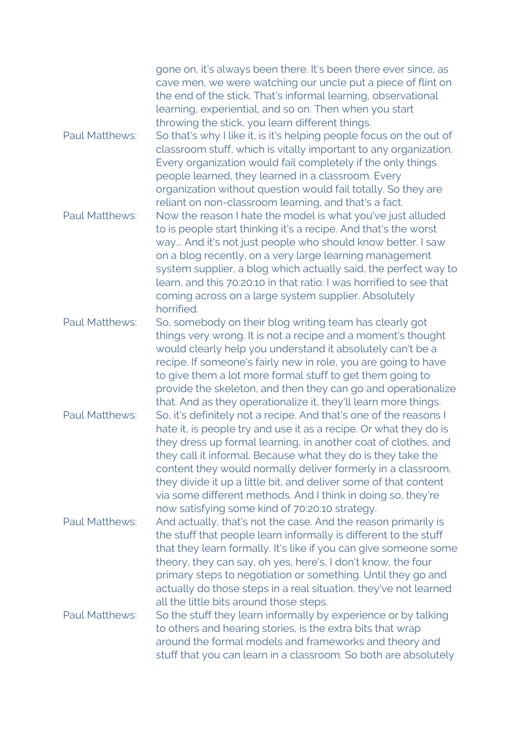gone on, it's always been there. It's been there ever since, as cave men, we were watching our uncle put a piece of flint on the end of the stick. That's informal learning, observational learning, experiential, and so on. Then when you start throwing the stick, you learn different things.

Paul Matthews: So that's why I like it, is it's helping people focus on the out of classroom stuff, which is vitally important to any organization. Every organization would fail completely if the only things people learned, they learned in a classroom. Every organization without question would fail totally. So they are reliant on non-classroom learning, and that's a fact.

Paul Matthews: Now the reason I hate the model is what you've just alluded to is people start thinking it's a recipe. And that's the worst way... And it's not just people who should know better. I saw on a blog recently, on a very large learning management system supplier, a blog which actually said, the perfect way to learn, and this 70:20:10 in that ratio. I was horrified to see that coming across on a large system supplier. Absolutely horrified.

Paul Matthews: So, somebody on their blog writing team has clearly got things very wrong. It is not a recipe and a moment's thought would clearly help you understand it absolutely can't be a recipe. If someone's fairly new in role, you are going to have to give them a lot more formal stuff to get them going to provide the skeleton, and then they can go and operationalize that. And as they operationalize it, they'll learn more things.

Paul Matthews: So, it's definitely not a recipe. And that's one of the reasons I hate it, is people try and use it as a recipe. Or what they do is they dress up formal learning, in another coat of clothes, and they call it informal. Because what they do is they take the content they would normally deliver formerly in a classroom, they divide it up a little bit, and deliver some of that content via some different methods. And I think in doing so, they're now satisfying some kind of 70:20:10 strategy.

Paul Matthews: And actually, that's not the case. And the reason primarily is the stuff that people learn informally is different to the stuff that they learn formally. It's like if you can give someone some theory, they can say, oh yes, here's, I don't know, the four primary steps to negotiation or something. Until they go and actually do those steps in a real situation, they've not learned all the little bits around those steps.

Paul Matthews: So the stuff they learn informally by experience or by talking to others and hearing stories, is the extra bits that wrap around the formal models and frameworks and theory and stuff that you can learn in a classroom. So both are absolutely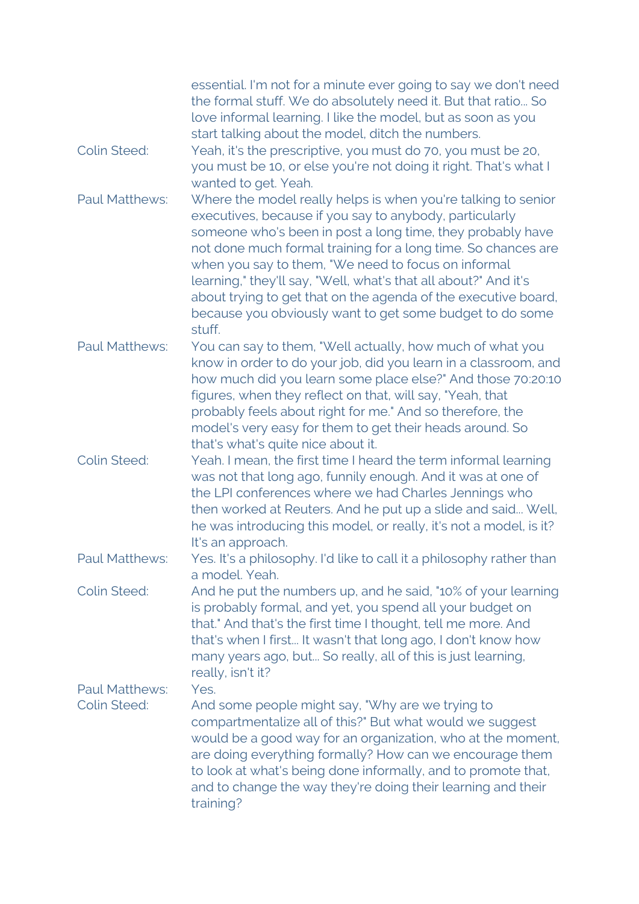essential. I'm not for a minute ever going to say we don't need the formal stuff. We do absolutely need it. But that ratio... So love informal learning. I like the model, but as soon as you start talking about the model, ditch the numbers.

Colin Steed: Yeah, it's the prescriptive, you must do 70, you must be 20, you must be 10, or else you're not doing it right. That's what I wanted to get. Yeah.

Paul Matthews: Where the model really helps is when you're talking to senior executives, because if you say to anybody, particularly someone who's been in post a long time, they probably have not done much formal training for a long time. So chances are when you say to them, "We need to focus on informal learning," they'll say, "Well, what's that all about?" And it's about trying to get that on the agenda of the executive board, because you obviously want to get some budget to do some stuff.

Paul Matthews: You can say to them, "Well actually, how much of what you know in order to do your job, did you learn in a classroom, and how much did you learn some place else?" And those 70:20:10 figures, when they reflect on that, will say, "Yeah, that probably feels about right for me." And so therefore, the model's very easy for them to get their heads around. So that's what's quite nice about it.

Colin Steed: Yeah. I mean, the first time I heard the term informal learning was not that long ago, funnily enough. And it was at one of the LPI conferences where we had Charles Jennings who then worked at Reuters. And he put up a slide and said... Well, he was introducing this model, or really, it's not a model, is it? It's an approach.

Paul Matthews: Yes. It's a philosophy. I'd like to call it a philosophy rather than a model. Yeah.

Colin Steed: And he put the numbers up, and he said, "10% of your learning is probably formal, and yet, you spend all your budget on that." And that's the first time I thought, tell me more. And that's when I first... It wasn't that long ago, I don't know how many years ago, but... So really, all of this is just learning, really, isn't it?

Paul Matthews: Yes.

Colin Steed: And some people might say, "Why are we trying to compartmentalize all of this?" But what would we suggest would be a good way for an organization, who at the moment, are doing everything formally? How can we encourage them to look at what's being done informally, and to promote that, and to change the way they're doing their learning and their training?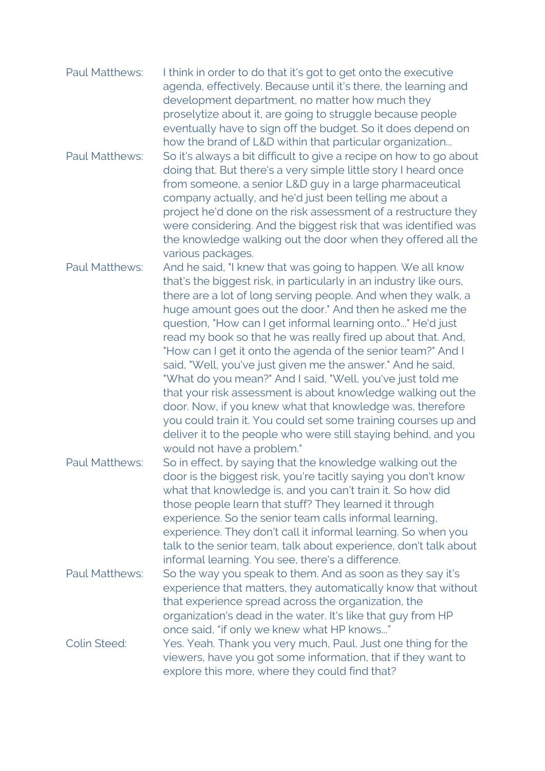Paul Matthews: I think in order to do that it's got to get onto the executive agenda, effectively. Because until it's there, the learning and development department, no matter how much they proselytize about it, are going to struggle because people eventually have to sign off the budget. So it does depend on how the brand of L&D within that particular organization...

Paul Matthews: So it's always a bit difficult to give a recipe on how to go about doing that. But there's a very simple little story I heard once from someone, a senior L&D guy in a large pharmaceutical company actually, and he'd just been telling me about a project he'd done on the risk assessment of a restructure they were considering. And the biggest risk that was identified was the knowledge walking out the door when they offered all the various packages.

Paul Matthews: And he said, "I knew that was going to happen. We all know that's the biggest risk, in particularly in an industry like ours, there are a lot of long serving people. And when they walk, a huge amount goes out the door." And then he asked me the question, "How can I get informal learning onto..." He'd just read my book so that he was really fired up about that. And, "How can I get it onto the agenda of the senior team?" And I said, "Well, you've just given me the answer." And he said, "What do you mean?" And I said, "Well, you've just told me that your risk assessment is about knowledge walking out the door. Now, if you knew what that knowledge was, therefore you could train it. You could set some training courses up and deliver it to the people who were still staying behind, and you would not have a problem."

Paul Matthews: So in effect, by saying that the knowledge walking out the door is the biggest risk, you're tacitly saying you don't know what that knowledge is, and you can't train it. So how did those people learn that stuff? They learned it through experience. So the senior team calls informal learning, experience. They don't call it informal learning. So when you talk to the senior team, talk about experience, don't talk about informal learning. You see, there's a difference.

Paul Matthews: So the way you speak to them. And as soon as they say it's experience that matters, they automatically know that without that experience spread across the organization, the organization's dead in the water. It's like that guy from HP once said, "if only we knew what HP knows..."

Colin Steed: Yes. Yeah. Thank you very much, Paul. Just one thing for the viewers, have you got some information, that if they want to explore this more, where they could find that?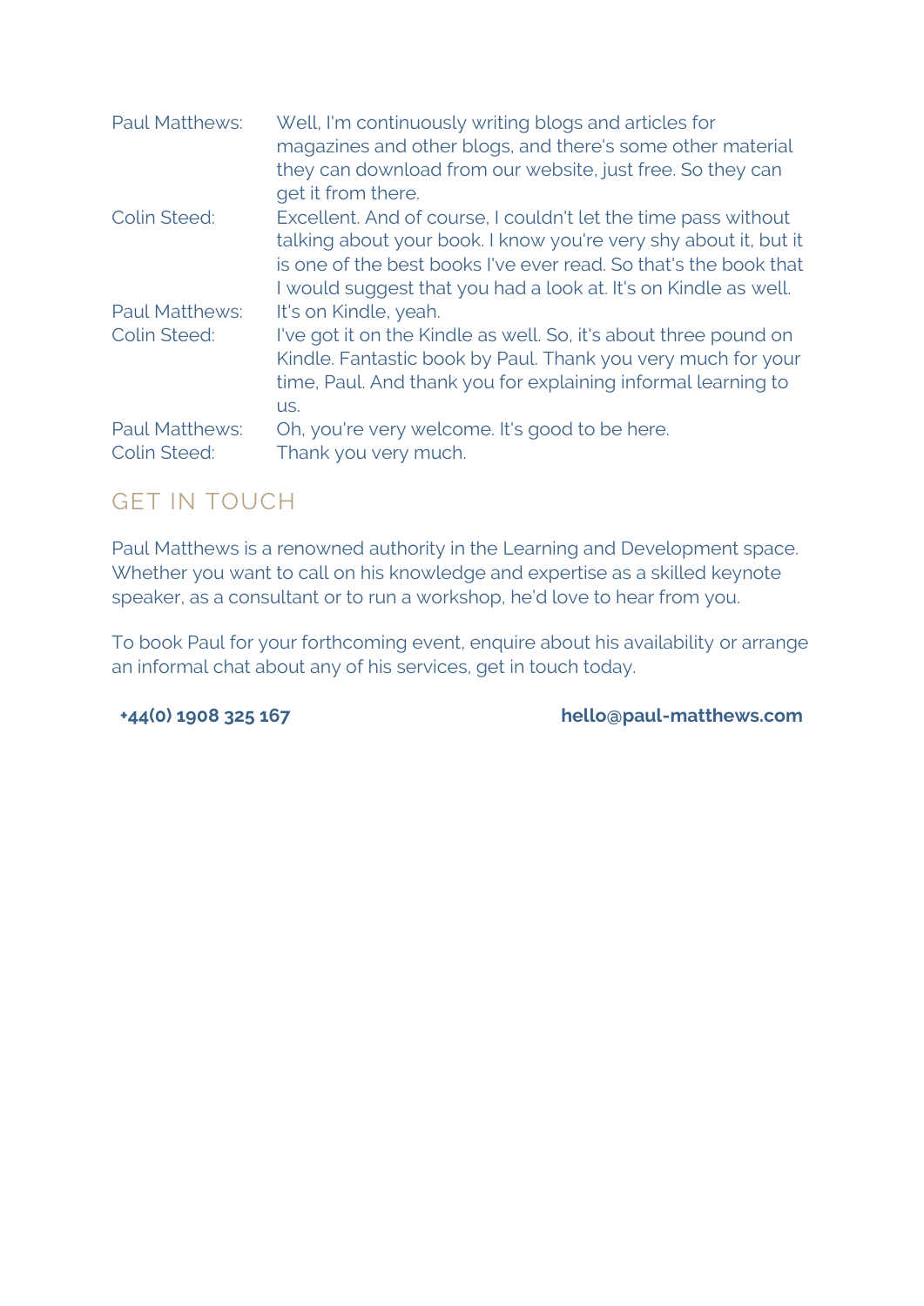Paul Matthews: Well, I'm continuously writing blogs and articles for magazines and other blogs, and there's some other material they can download from our website, just free. So they can get it from there.

Colin Steed: Excellent. And of course, I couldn't let the time pass without talking about your book. I know you're very shy about it, but it is one of the best books I've ever read. So that's the book that I would suggest that you had a look at. It's on Kindle as well.

Paul Matthews: It's on Kindle, yeah.

Colin Steed: I've got it on the Kindle as well. So, it's about three pound on Kindle. Fantastic book by Paul. Thank you very much for your time, Paul. And thank you for explaining informal learning to us.

Paul Matthews: Oh, you're very welcome. It's good to be here.

Colin Steed: Thank you very much.

## GET IN TOUCH

Paul Matthews is a renowned authority in the Learning and Development space. Whether you want to call on his knowledge and expertise as a skilled keynote speaker, as a consultant or to run a workshop, he'd love to hear from you.

To book Paul for your forthcoming event, enquire about his availability or arrange an informal chat about any of his services, get in touch today.

**+44(0) 1908 325 167**

**hello@paul-matthews.com**